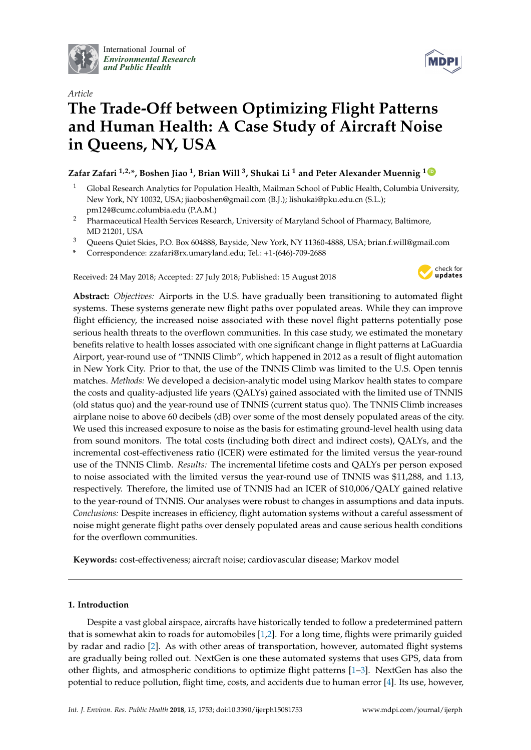International Journal of *Environmental Research and Public Health*

*Article*

# The Trade-Off between Optimizing Flight Patterns and Human Health: A Case Study of Aircraft Noise in Queens, NY, USA

**Zafar Zafari [1,2,*], Boshen Jiao [1], Brian Will [3], Shukai Li [1] and Peter Alexander Muennig [1]**

1. Global Research Analytics for Population Health, Mailman School of Public Health, Columbia University, New York, NY 10032, USA; jiaoboshen@gmail.com (B.J.); lishukai@pku.edu.cn (S.L.); pm124@cumc.columbia.edu (P.A.M.)
2. Pharmaceutical Health Services Research, University of Maryland School of Pharmacy, Baltimore, MD 21201, USA
3. Queens Quiet Skies, P.O. Box 604888, Bayside, New York, NY 11360-4888, USA; brian.f.will@gmail.com

\* Correspondence: zzafari@rx.umaryland.edu; Tel.: +1-(646)-709-2688

Received: 24 May 2018; Accepted: 27 July 2018; Published: 15 August 2018

**Abstract:** *Objectives:* Airports in the U.S. have gradually been transitioning to automated flight systems. These systems generate new flight paths over populated areas. While they can improve flight efficiency, the increased noise associated with these novel flight patterns potentially pose serious health threats to the overflown communities. In this case study, we estimated the monetary benefits relative to health losses associated with one significant change in flight patterns at LaGuardia Airport, year-round use of "TNNIS Climb", which happened in 2012 as a result of flight automation in New York City. Prior to that, the use of the TNNIS Climb was limited to the U.S. Open tennis matches. *Methods:* We developed a decision-analytic model using Markov health states to compare the costs and quality-adjusted life years (QALYs) gained associated with the limited use of TNNIS (old status quo) and the year-round use of TNNIS (current status quo). The TNNIS Climb increases airplane noise to above 60 decibels (dB) over some of the most densely populated areas of the city. We used this increased exposure to noise as the basis for estimating ground-level health using data from sound monitors. The total costs (including both direct and indirect costs), QALYs, and the incremental cost-effectiveness ratio (ICER) were estimated for the limited versus the year-round use of the TNNIS Climb. *Results:* The incremental lifetime costs and QALYs per person exposed to noise associated with the limited versus the year-round use of TNNIS was $11,288, and 1.13, respectively. Therefore, the limited use of TNNIS had an ICER of $10,006/QALY gained relative to the year-round of TNNIS. Our analyses were robust to changes in assumptions and data inputs. *Conclusions:* Despite increases in efficiency, flight automation systems without a careful assessment of noise might generate flight paths over densely populated areas and cause serious health conditions for the overflown communities.

**Keywords:** cost-effectiveness; aircraft noise; cardiovascular disease; Markov model

## 1. Introduction

Despite a vast global airspace, aircrafts have historically tended to follow a predetermined pattern that is somewhat akin to roads for automobiles [1,2]. For a long time, flights were primarily guided by radar and radio [2]. As with other areas of transportation, however, automated flight systems are gradually being rolled out. NextGen is one these automated systems that uses GPS, data from other flights, and atmospheric conditions to optimize flight patterns [1–3]. NextGen has also the potential to reduce pollution, flight time, costs, and accidents due to human error [4]. Its use, however,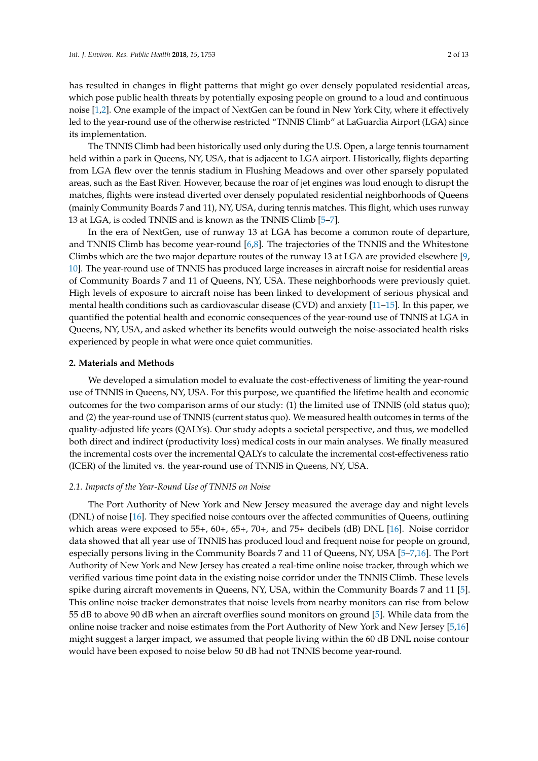has resulted in changes in flight patterns that might go over densely populated residential areas, which pose public health threats by potentially exposing people on ground to a loud and continuous noise [1,2]. One example of the impact of NextGen can be found in New York City, where it effectively led to the year-round use of the otherwise restricted "TNNIS Climb" at LaGuardia Airport (LGA) since its implementation.

The TNNIS Climb had been historically used only during the U.S. Open, a large tennis tournament held within a park in Queens, NY, USA, that is adjacent to LGA airport. Historically, flights departing from LGA flew over the tennis stadium in Flushing Meadows and over other sparsely populated areas, such as the East River. However, because the roar of jet engines was loud enough to disrupt the matches, flights were instead diverted over densely populated residential neighborhoods of Queens (mainly Community Boards 7 and 11), NY, USA, during tennis matches. This flight, which uses runway 13 at LGA, is coded TNNIS and is known as the TNNIS Climb [5–7].

In the era of NextGen, use of runway 13 at LGA has become a common route of departure, and TNNIS Climb has become year-round [6,8]. The trajectories of the TNNIS and the Whitestone Climbs which are the two major departure routes of the runway 13 at LGA are provided elsewhere [9,10]. The year-round use of TNNIS has produced large increases in aircraft noise for residential areas of Community Boards 7 and 11 of Queens, NY, USA. These neighborhoods were previously quiet. High levels of exposure to aircraft noise has been linked to development of serious physical and mental health conditions such as cardiovascular disease (CVD) and anxiety [11–15]. In this paper, we quantified the potential health and economic consequences of the year-round use of TNNIS at LGA in Queens, NY, USA, and asked whether its benefits would outweigh the noise-associated health risks experienced by people in what were once quiet communities.

## 2. Materials and Methods

We developed a simulation model to evaluate the cost-effectiveness of limiting the year-round use of TNNIS in Queens, NY, USA. For this purpose, we quantified the lifetime health and economic outcomes for the two comparison arms of our study: (1) the limited use of TNNIS (old status quo); and (2) the year-round use of TNNIS (current status quo). We measured health outcomes in terms of the quality-adjusted life years (QALYs). Our study adopts a societal perspective, and thus, we modelled both direct and indirect (productivity loss) medical costs in our main analyses. We finally measured the incremental costs over the incremental QALYs to calculate the incremental cost-effectiveness ratio (ICER) of the limited vs. the year-round use of TNNIS in Queens, NY, USA.

### *2.1. Impacts of the Year-Round Use of TNNIS on Noise*

The Port Authority of New York and New Jersey measured the average day and night levels (DNL) of noise [16]. They specified noise contours over the affected communities of Queens, outlining which areas were exposed to 55+, 60+, 65+, 70+, and 75+ decibels (dB) DNL [16]. Noise corridor data showed that all year use of TNNIS has produced loud and frequent noise for people on ground, especially persons living in the Community Boards 7 and 11 of Queens, NY, USA [5–7,16]. The Port Authority of New York and New Jersey has created a real-time online noise tracker, through which we verified various time point data in the existing noise corridor under the TNNIS Climb. These levels spike during aircraft movements in Queens, NY, USA, within the Community Boards 7 and 11 [5]. This online noise tracker demonstrates that noise levels from nearby monitors can rise from below 55 dB to above 90 dB when an aircraft overflies sound monitors on ground [5]. While data from the online noise tracker and noise estimates from the Port Authority of New York and New Jersey [5,16] might suggest a larger impact, we assumed that people living within the 60 dB DNL noise contour would have been exposed to noise below 50 dB had not TNNIS become year-round.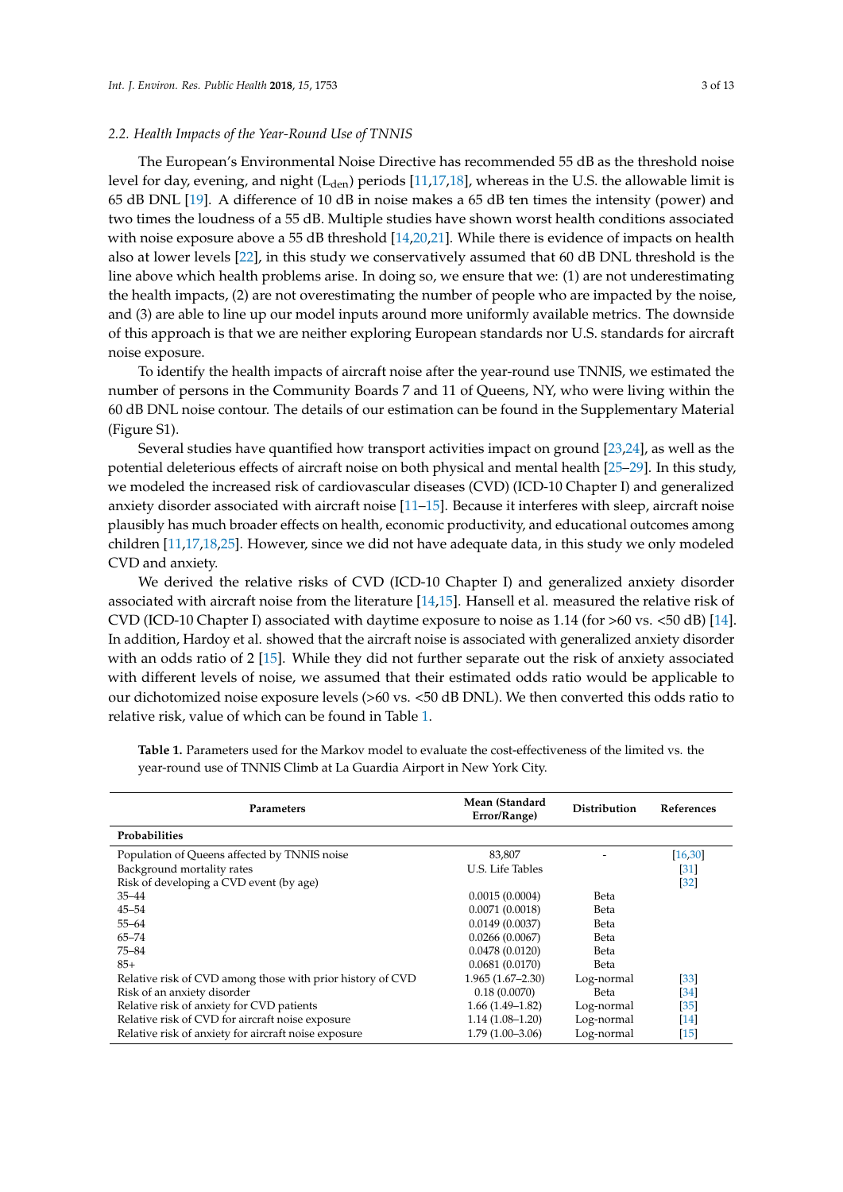### 2.2. Health Impacts of the Year-Round Use of TNNIS

The European's Environmental Noise Directive has recommended 55 dB as the threshold noise level for day, evening, and night ($L_{den}$) periods [11,17,18], whereas in the U.S. the allowable limit is 65 dB DNL [19]. A difference of 10 dB in noise makes a 65 dB ten times the intensity (power) and two times the loudness of a 55 dB. Multiple studies have shown worst health conditions associated with noise exposure above a 55 dB threshold [14,20,21]. While there is evidence of impacts on health also at lower levels [22], in this study we conservatively assumed that 60 dB DNL threshold is the line above which health problems arise. In doing so, we ensure that we: (1) are not underestimating the health impacts, (2) are not overestimating the number of people who are impacted by the noise, and (3) are able to line up our model inputs around more uniformly available metrics. The downside of this approach is that we are neither exploring European standards nor U.S. standards for aircraft noise exposure.

To identify the health impacts of aircraft noise after the year-round use TNNIS, we estimated the number of persons in the Community Boards 7 and 11 of Queens, NY, who were living within the 60 dB DNL noise contour. The details of our estimation can be found in the Supplementary Material (Figure S1).

Several studies have quantified how transport activities impact on ground [23,24], as well as the potential deleterious effects of aircraft noise on both physical and mental health [25–29]. In this study, we modeled the increased risk of cardiovascular diseases (CVD) (ICD-10 Chapter I) and generalized anxiety disorder associated with aircraft noise [11–15]. Because it interferes with sleep, aircraft noise plausibly has much broader effects on health, economic productivity, and educational outcomes among children [11,17,18,25]. However, since we did not have adequate data, in this study we only modeled CVD and anxiety.

We derived the relative risks of CVD (ICD-10 Chapter I) and generalized anxiety disorder associated with aircraft noise from the literature [14,15]. Hansell et al. measured the relative risk of CVD (ICD-10 Chapter I) associated with daytime exposure to noise as 1.14 (for >60 vs. <50 dB) [14]. In addition, Hardoy et al. showed that the aircraft noise is associated with generalized anxiety disorder with an odds ratio of 2 [15]. While they did not further separate out the risk of anxiety associated with different levels of noise, we assumed that their estimated odds ratio would be applicable to our dichotomized noise exposure levels (>60 vs. <50 dB DNL). We then converted this odds ratio to relative risk, value of which can be found in Table 1.

**Table 1.** Parameters used for the Markov model to evaluate the cost-effectiveness of the limited vs. the year-round use of TNNIS Climb at La Guardia Airport in New York City.

| Parameters | Mean (Standard Error/Range) | Distribution | References |
|---|---|---|---|
| **Probabilities** | | | |
| Population of Queens affected by TNNIS noise | 83,807 | - | [16,30] |
| Background mortality rates | U.S. Life Tables | | [31] |
| Risk of developing a CVD event (by age) | | | [32] |
| 35–44 | 0.0015 (0.0004) | Beta | |
| 45–54 | 0.0071 (0.0018) | Beta | |
| 55–64 | 0.0149 (0.0037) | Beta | |
| 65–74 | 0.0266 (0.0067) | Beta | |
| 75–84 | 0.0478 (0.0120) | Beta | |
| 85+ | 0.0681 (0.0170) | Beta | |
| Relative risk of CVD among those with prior history of CVD | 1.965 (1.67–2.30) | Log-normal | [33] |
| Risk of an anxiety disorder | 0.18 (0.0070) | Beta | [34] |
| Relative risk of anxiety for CVD patients | 1.66 (1.49–1.82) | Log-normal | [35] |
| Relative risk of CVD for aircraft noise exposure | 1.14 (1.08–1.20) | Log-normal | [14] |
| Relative risk of anxiety for aircraft noise exposure | 1.79 (1.00–3.06) | Log-normal | [15] |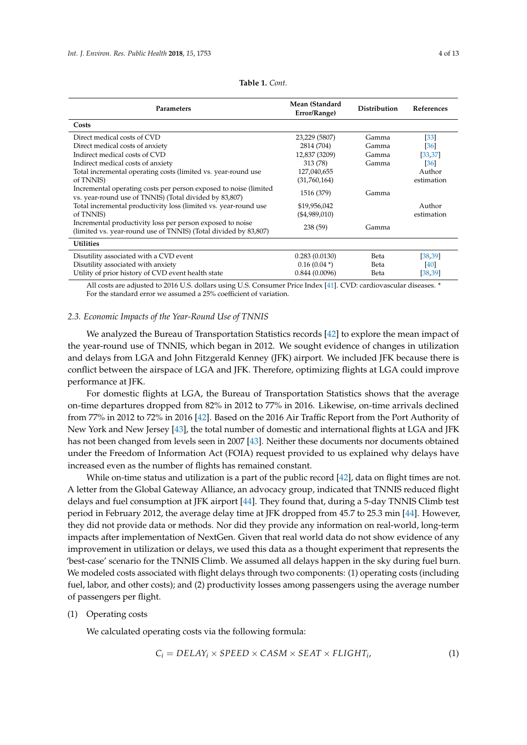**Table 1.** *Cont.*

| Parameters | Mean (Standard Error/Range) | Distribution | References |
|---|---|---|---|
| **Costs** | | | |
| Direct medical costs of CVD | 23,229 (5807) | Gamma | [33] |
| Direct medical costs of anxiety | 2814 (704) | Gamma | [36] |
| Indirect medical costs of CVD | 12,837 (3209) | Gamma | [33,37] |
| Indirect medical costs of anxiety | 313 (78) | Gamma | [36] |
| Total incremental operating costs (limited vs. year-round use of TNNIS) | 127,040,655 (31,760,164) | | Author estimation |
| Incremental operating costs per person exposed to noise (limited vs. year-round use of TNNIS) (Total divided by 83,807) | 1516 (379) | Gamma | |
| Total incremental productivity loss (limited vs. year-round use of TNNIS) | $19,956,042 ($4,989,010) | | Author estimation |
| Incremental productivity loss per person exposed to noise (limited vs. year-round use of TNNIS) (Total divided by 83,807) | 238 (59) | Gamma | |
| **Utilities** | | | |
| Disutility associated with a CVD event | 0.283 (0.0130) | Beta | [38,39] |
| Disutility associated with anxiety | 0.16 (0.04 *) | Beta | [40] |
| Utility of prior history of CVD event health state | 0.844 (0.0096) | Beta | [38,39] |

All costs are adjusted to 2016 U.S. dollars using U.S. Consumer Price Index [41]. CVD: cardiovascular diseases. * For the standard error we assumed a 25% coefficient of variation.

### *2.3. Economic Impacts of the Year-Round Use of TNNIS*

We analyzed the Bureau of Transportation Statistics records [42] to explore the mean impact of the year-round use of TNNIS, which began in 2012. We sought evidence of changes in utilization and delays from LGA and John Fitzgerald Kenney (JFK) airport. We included JFK because there is conflict between the airspace of LGA and JFK. Therefore, optimizing flights at LGA could improve performance at JFK.

For domestic flights at LGA, the Bureau of Transportation Statistics shows that the average on-time departures dropped from 82% in 2012 to 77% in 2016. Likewise, on-time arrivals declined from 77% in 2012 to 72% in 2016 [42]. Based on the 2016 Air Traffic Report from the Port Authority of New York and New Jersey [43], the total number of domestic and international flights at LGA and JFK has not been changed from levels seen in 2007 [43]. Neither these documents nor documents obtained under the Freedom of Information Act (FOIA) request provided to us explained why delays have increased even as the number of flights has remained constant.

While on-time status and utilization is a part of the public record [42], data on flight times are not. A letter from the Global Gateway Alliance, an advocacy group, indicated that TNNIS reduced flight delays and fuel consumption at JFK airport [44]. They found that, during a 5-day TNNIS Climb test period in February 2012, the average delay time at JFK dropped from 45.7 to 25.3 min [44]. However, they did not provide data or methods. Nor did they provide any information on real-world, long-term impacts after implementation of NextGen. Given that real world data do not show evidence of any improvement in utilization or delays, we used this data as a thought experiment that represents the 'best-case' scenario for the TNNIS Climb. We assumed all delays happen in the sky during fuel burn. We modeled costs associated with flight delays through two components: (1) operating costs (including fuel, labor, and other costs); and (2) productivity losses among passengers using the average number of passengers per flight.

(1) Operating costs

We calculated operating costs via the following formula:

$$C_i = DELAY_i \times SPEED \times CASM \times SEAT \times FLIGHT_i, \tag{1}$$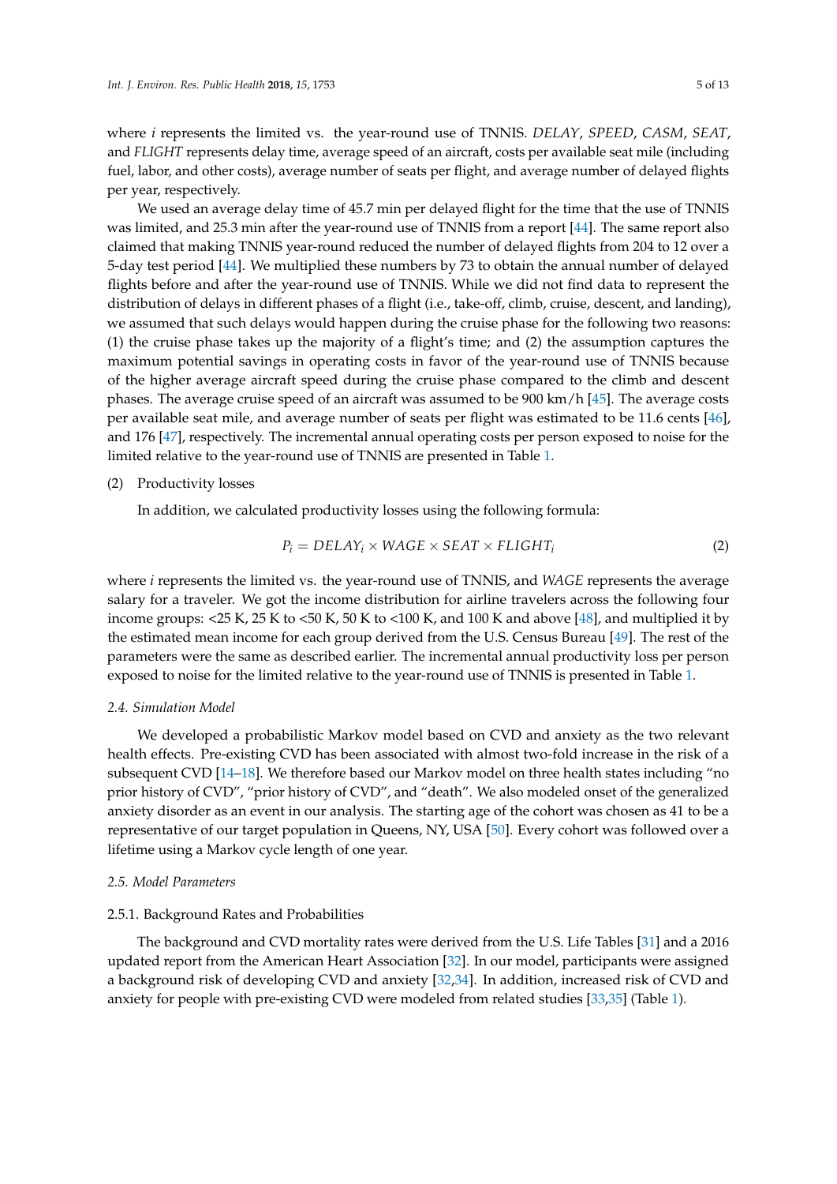where *i* represents the limited vs. the year-round use of TNNIS. *DELAY*, *SPEED*, *CASM*, *SEAT*, and *FLIGHT* represents delay time, average speed of an aircraft, costs per available seat mile (including fuel, labor, and other costs), average number of seats per flight, and average number of delayed flights per year, respectively.

We used an average delay time of 45.7 min per delayed flight for the time that the use of TNNIS was limited, and 25.3 min after the year-round use of TNNIS from a report [44]. The same report also claimed that making TNNIS year-round reduced the number of delayed flights from 204 to 12 over a 5-day test period [44]. We multiplied these numbers by 73 to obtain the annual number of delayed flights before and after the year-round use of TNNIS. While we did not find data to represent the distribution of delays in different phases of a flight (i.e., take-off, climb, cruise, descent, and landing), we assumed that such delays would happen during the cruise phase for the following two reasons: (1) the cruise phase takes up the majority of a flight's time; and (2) the assumption captures the maximum potential savings in operating costs in favor of the year-round use of TNNIS because of the higher average aircraft speed during the cruise phase compared to the climb and descent phases. The average cruise speed of an aircraft was assumed to be 900 km/h [45]. The average costs per available seat mile, and average number of seats per flight was estimated to be 11.6 cents [46], and 176 [47], respectively. The incremental annual operating costs per person exposed to noise for the limited relative to the year-round use of TNNIS are presented in Table 1.

(2) Productivity losses

In addition, we calculated productivity losses using the following formula:

$$P_i = DELAY_i \times WAGE \times SEAT \times FLIGHT_i \tag{2}$$

where *i* represents the limited vs. the year-round use of TNNIS, and *WAGE* represents the average salary for a traveler. We got the income distribution for airline travelers across the following four income groups: <25 K, 25 K to <50 K, 50 K to <100 K, and 100 K and above [48], and multiplied it by the estimated mean income for each group derived from the U.S. Census Bureau [49]. The rest of the parameters were the same as described earlier. The incremental annual productivity loss per person exposed to noise for the limited relative to the year-round use of TNNIS is presented in Table 1.

### 2.4. Simulation Model

We developed a probabilistic Markov model based on CVD and anxiety as the two relevant health effects. Pre-existing CVD has been associated with almost two-fold increase in the risk of a subsequent CVD [14–18]. We therefore based our Markov model on three health states including "no prior history of CVD", "prior history of CVD", and "death". We also modeled onset of the generalized anxiety disorder as an event in our analysis. The starting age of the cohort was chosen as 41 to be a representative of our target population in Queens, NY, USA [50]. Every cohort was followed over a lifetime using a Markov cycle length of one year.

### 2.5. Model Parameters

#### 2.5.1. Background Rates and Probabilities

The background and CVD mortality rates were derived from the U.S. Life Tables [31] and a 2016 updated report from the American Heart Association [32]. In our model, participants were assigned a background risk of developing CVD and anxiety [32,34]. In addition, increased risk of CVD and anxiety for people with pre-existing CVD were modeled from related studies [33,35] (Table 1).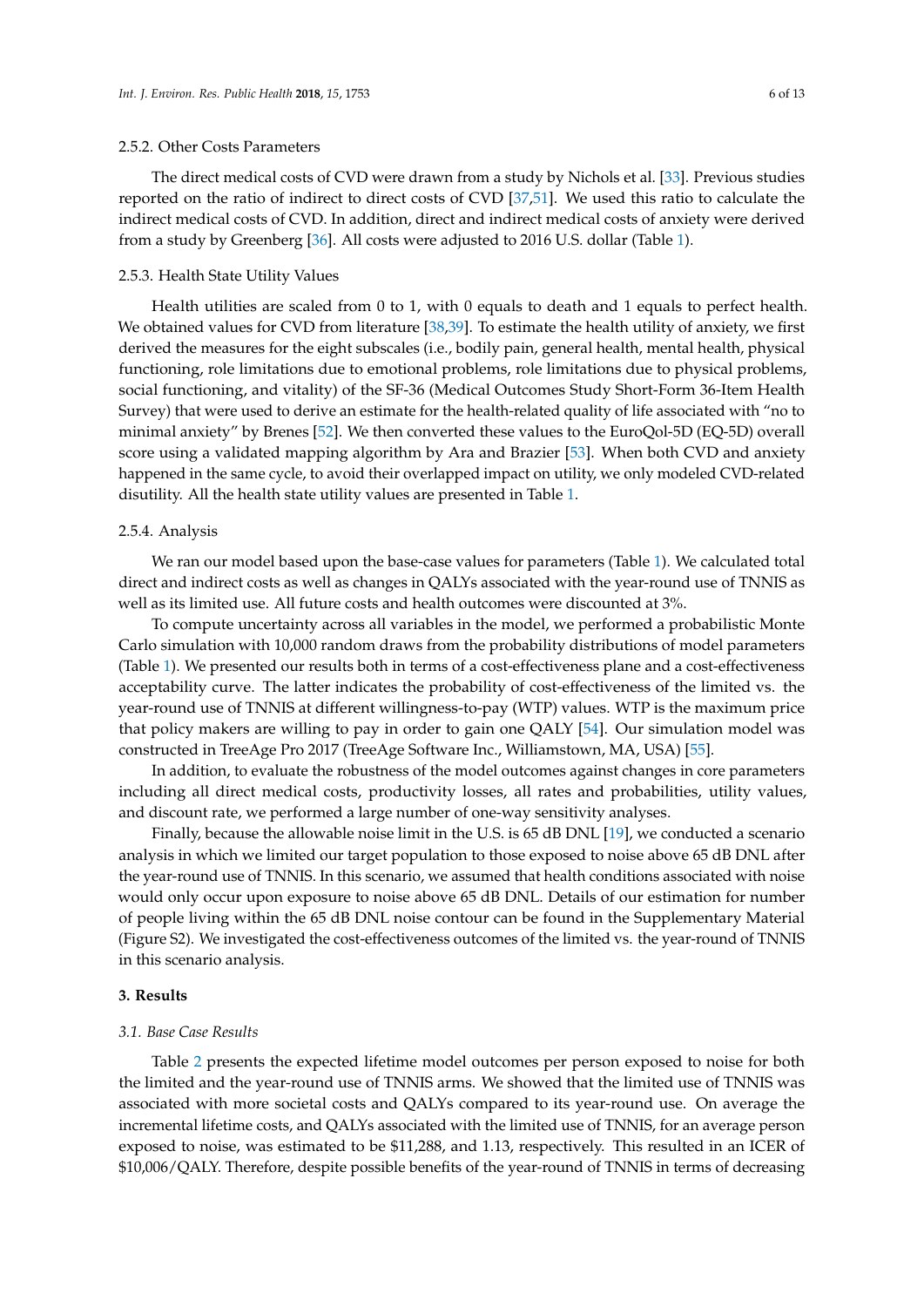#### 2.5.2. Other Costs Parameters

The direct medical costs of CVD were drawn from a study by Nichols et al. [33]. Previous studies reported on the ratio of indirect to direct costs of CVD [37,51]. We used this ratio to calculate the indirect medical costs of CVD. In addition, direct and indirect medical costs of anxiety were derived from a study by Greenberg [36]. All costs were adjusted to 2016 U.S. dollar (Table 1).

#### 2.5.3. Health State Utility Values

Health utilities are scaled from 0 to 1, with 0 equals to death and 1 equals to perfect health. We obtained values for CVD from literature [38,39]. To estimate the health utility of anxiety, we first derived the measures for the eight subscales (i.e., bodily pain, general health, mental health, physical functioning, role limitations due to emotional problems, role limitations due to physical problems, social functioning, and vitality) of the SF-36 (Medical Outcomes Study Short-Form 36-Item Health Survey) that were used to derive an estimate for the health-related quality of life associated with "no to minimal anxiety" by Brenes [52]. We then converted these values to the EuroQol-5D (EQ-5D) overall score using a validated mapping algorithm by Ara and Brazier [53]. When both CVD and anxiety happened in the same cycle, to avoid their overlapped impact on utility, we only modeled CVD-related disutility. All the health state utility values are presented in Table 1.

#### 2.5.4. Analysis

We ran our model based upon the base-case values for parameters (Table 1). We calculated total direct and indirect costs as well as changes in QALYs associated with the year-round use of TNNIS as well as its limited use. All future costs and health outcomes were discounted at 3%.

To compute uncertainty across all variables in the model, we performed a probabilistic Monte Carlo simulation with 10,000 random draws from the probability distributions of model parameters (Table 1). We presented our results both in terms of a cost-effectiveness plane and a cost-effectiveness acceptability curve. The latter indicates the probability of cost-effectiveness of the limited vs. the year-round use of TNNIS at different willingness-to-pay (WTP) values. WTP is the maximum price that policy makers are willing to pay in order to gain one QALY [54]. Our simulation model was constructed in TreeAge Pro 2017 (TreeAge Software Inc., Williamstown, MA, USA) [55].

In addition, to evaluate the robustness of the model outcomes against changes in core parameters including all direct medical costs, productivity losses, all rates and probabilities, utility values, and discount rate, we performed a large number of one-way sensitivity analyses.

Finally, because the allowable noise limit in the U.S. is 65 dB DNL [19], we conducted a scenario analysis in which we limited our target population to those exposed to noise above 65 dB DNL after the year-round use of TNNIS. In this scenario, we assumed that health conditions associated with noise would only occur upon exposure to noise above 65 dB DNL. Details of our estimation for number of people living within the 65 dB DNL noise contour can be found in the Supplementary Material (Figure S2). We investigated the cost-effectiveness outcomes of the limited vs. the year-round of TNNIS in this scenario analysis.

## 3. Results

### 3.1. Base Case Results

Table 2 presents the expected lifetime model outcomes per person exposed to noise for both the limited and the year-round use of TNNIS arms. We showed that the limited use of TNNIS was associated with more societal costs and QALYs compared to its year-round use. On average the incremental lifetime costs, and QALYs associated with the limited use of TNNIS, for an average person exposed to noise, was estimated to be $11,288, and 1.13, respectively. This resulted in an ICER of $10,006/QALY. Therefore, despite possible benefits of the year-round of TNNIS in terms of decreasing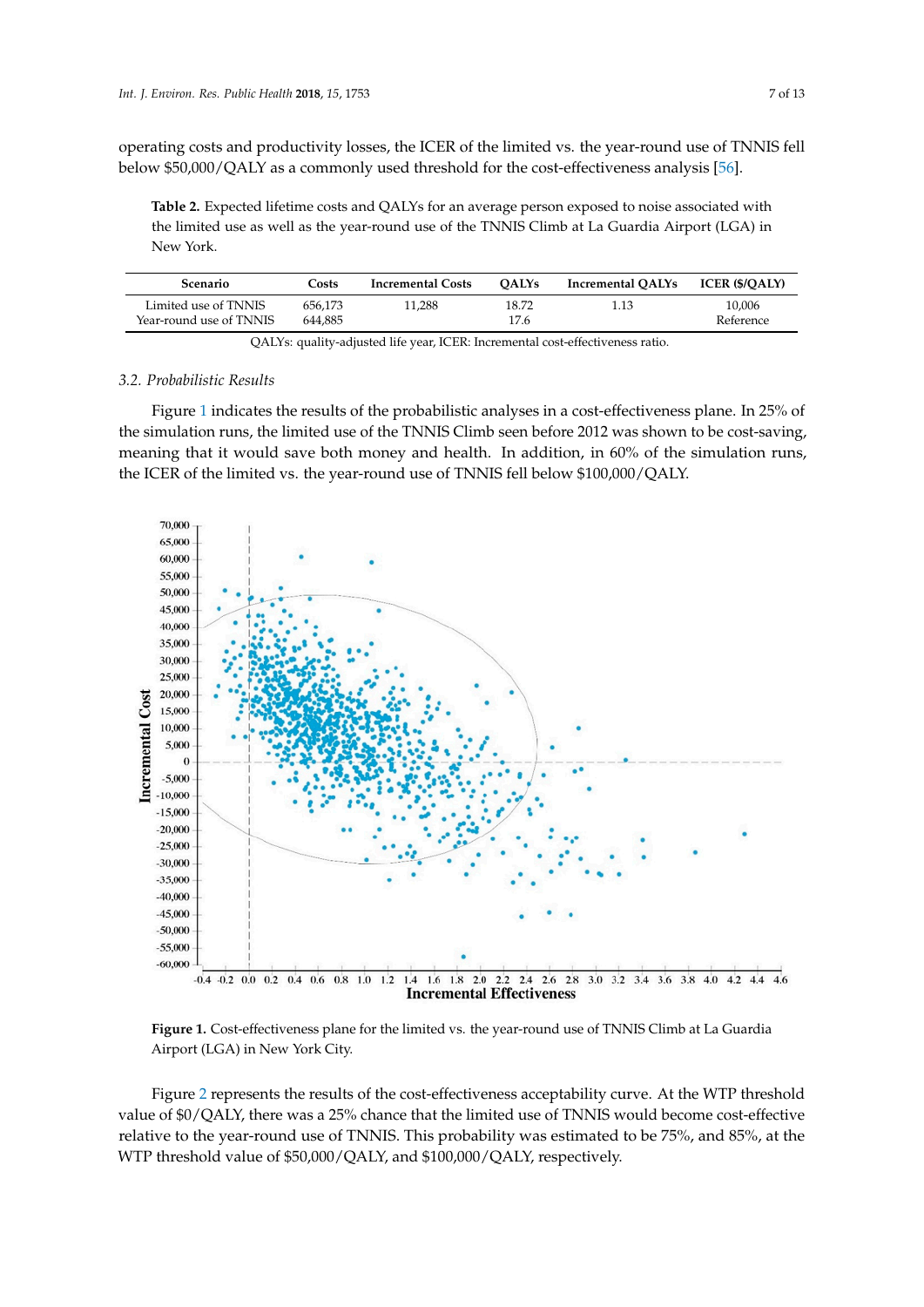operating costs and productivity losses, the ICER of the limited vs. the year-round use of TNNIS fell below $50,000/QALY as a commonly used threshold for the cost-effectiveness analysis [56].

**Table 2.** Expected lifetime costs and QALYs for an average person exposed to noise associated with the limited use as well as the year-round use of the TNNIS Climb at La Guardia Airport (LGA) in New York.

| Scenario | Costs | Incremental Costs | QALYs | Incremental QALYs | ICER ($/QALY) |
|---|---|---|---|---|---|
| Limited use of TNNIS | 656,173 | 11,288 | 18.72 | 1.13 | 10,006 |
| Year-round use of TNNIS | 644,885 | | 17.6 | | Reference |

QALYs: quality-adjusted life year, ICER: Incremental cost-effectiveness ratio.

### 3.2. Probabilistic Results

Figure 1 indicates the results of the probabilistic analyses in a cost-effectiveness plane. In 25% of the simulation runs, the limited use of the TNNIS Climb seen before 2012 was shown to be cost-saving, meaning that it would save both money and health. In addition, in 60% of the simulation runs, the ICER of the limited vs. the year-round use of TNNIS fell below $100,000/QALY.

**Figure 1.** Cost-effectiveness plane for the limited vs. the year-round use of TNNIS Climb at La Guardia Airport (LGA) in New York City.

Figure 2 represents the results of the cost-effectiveness acceptability curve. At the WTP threshold value of $0/QALY, there was a 25% chance that the limited use of TNNIS would become cost-effective relative to the year-round use of TNNIS. This probability was estimated to be 75%, and 85%, at the WTP threshold value of $50,000/QALY, and $100,000/QALY, respectively.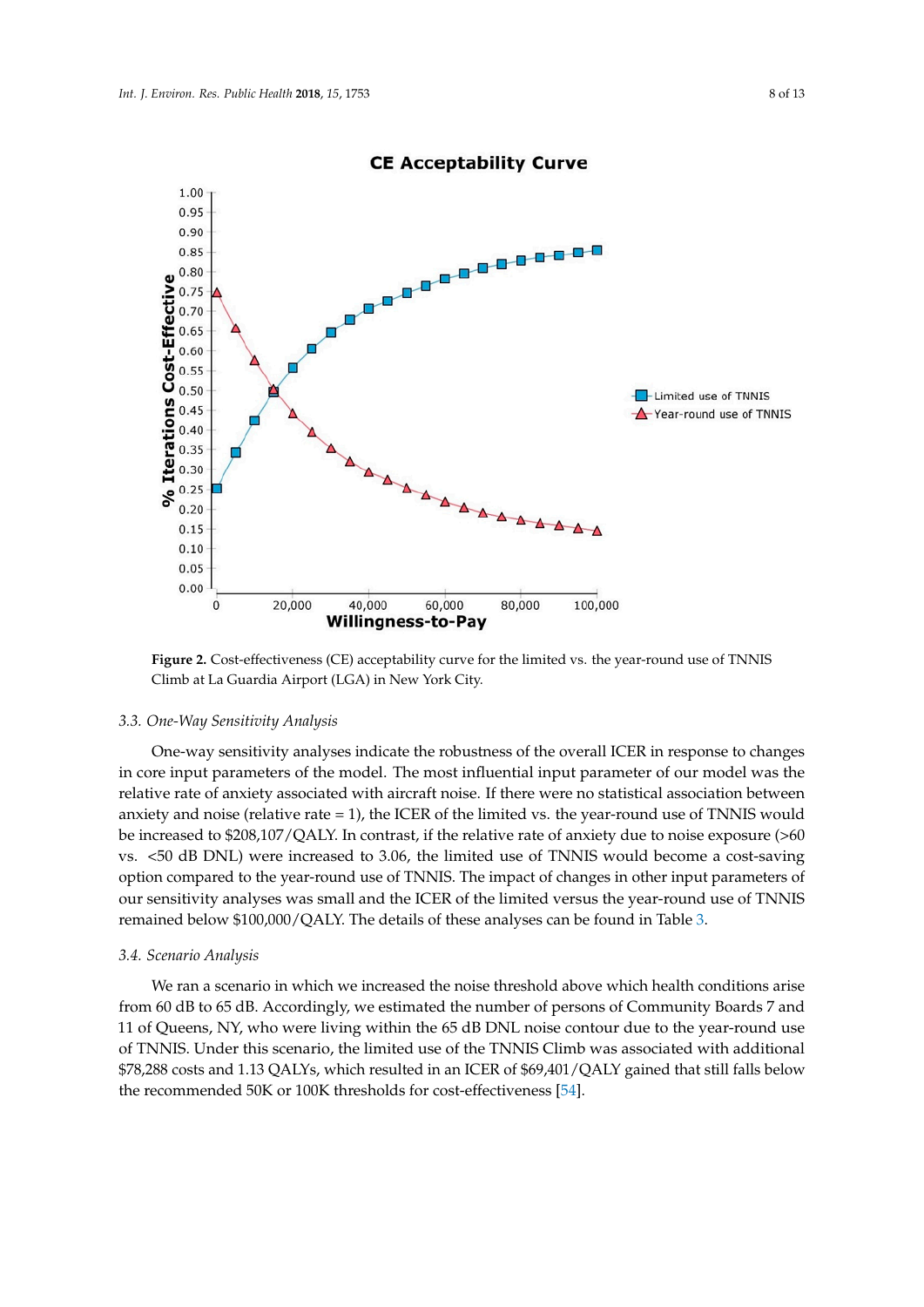**Figure 2.** Cost-effectiveness (CE) acceptability curve for the limited vs. the year-round use of TNNIS Climb at La Guardia Airport (LGA) in New York City.

### 3.3. One-Way Sensitivity Analysis

One-way sensitivity analyses indicate the robustness of the overall ICER in response to changes in core input parameters of the model. The most influential input parameter of our model was the relative rate of anxiety associated with aircraft noise. If there were no statistical association between anxiety and noise (relative rate = 1), the ICER of the limited vs. the year-round use of TNNIS would be increased to $208,107/QALY. In contrast, if the relative rate of anxiety due to noise exposure (>60 vs. <50 dB DNL) were increased to 3.06, the limited use of TNNIS would become a cost-saving option compared to the year-round use of TNNIS. The impact of changes in other input parameters of our sensitivity analyses was small and the ICER of the limited versus the year-round use of TNNIS remained below $100,000/QALY. The details of these analyses can be found in Table 3.

### 3.4. Scenario Analysis

We ran a scenario in which we increased the noise threshold above which health conditions arise from 60 dB to 65 dB. Accordingly, we estimated the number of persons of Community Boards 7 and 11 of Queens, NY, who were living within the 65 dB DNL noise contour due to the year-round use of TNNIS. Under this scenario, the limited use of the TNNIS Climb was associated with additional $78,288 costs and 1.13 QALYs, which resulted in an ICER of $69,401/QALY gained that still falls below the recommended 50K or 100K thresholds for cost-effectiveness [54].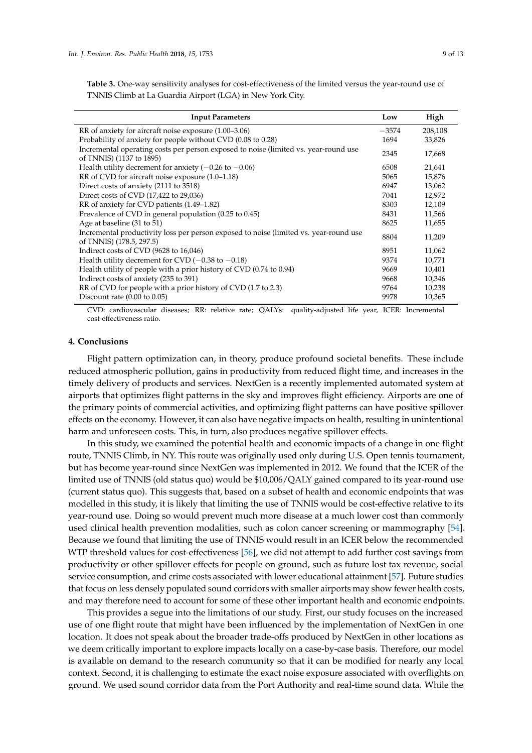**Table 3.** One-way sensitivity analyses for cost-effectiveness of the limited versus the year-round use of TNNIS Climb at La Guardia Airport (LGA) in New York City.

| Input Parameters | Low | High |
|---|---|---|
| RR of anxiety for aircraft noise exposure (1.00–3.06) | −3574 | 208,108 |
| Probability of anxiety for people without CVD (0.08 to 0.28) | 1694 | 33,826 |
| Incremental operating costs per person exposed to noise (limited vs. year-round use of TNNIS) (1137 to 1895) | 2345 | 17,668 |
| Health utility decrement for anxiety (−0.26 to −0.06) | 6508 | 21,641 |
| RR of CVD for aircraft noise exposure (1.0–1.18) | 5065 | 15,876 |
| Direct costs of anxiety (2111 to 3518) | 6947 | 13,062 |
| Direct costs of CVD (17,422 to 29,036) | 7041 | 12,972 |
| RR of anxiety for CVD patients (1.49–1.82) | 8303 | 12,109 |
| Prevalence of CVD in general population (0.25 to 0.45) | 8431 | 11,566 |
| Age at baseline (31 to 51) | 8625 | 11,655 |
| Incremental productivity loss per person exposed to noise (limited vs. year-round use of TNNIS) (178.5, 297.5) | 8804 | 11,209 |
| Indirect costs of CVD (9628 to 16,046) | 8951 | 11,062 |
| Health utility decrement for CVD (−0.38 to −0.18) | 9374 | 10,771 |
| Health utility of people with a prior history of CVD (0.74 to 0.94) | 9669 | 10,401 |
| Indirect costs of anxiety (235 to 391) | 9668 | 10,346 |
| RR of CVD for people with a prior history of CVD (1.7 to 2.3) | 9764 | 10,238 |
| Discount rate (0.00 to 0.05) | 9978 | 10,365 |

CVD: cardiovascular diseases; RR: relative rate; QALYs: quality-adjusted life year, ICER: Incremental cost-effectiveness ratio.

## 4. Conclusions

Flight pattern optimization can, in theory, produce profound societal benefits. These include reduced atmospheric pollution, gains in productivity from reduced flight time, and increases in the timely delivery of products and services. NextGen is a recently implemented automated system at airports that optimizes flight patterns in the sky and improves flight efficiency. Airports are one of the primary points of commercial activities, and optimizing flight patterns can have positive spillover effects on the economy. However, it can also have negative impacts on health, resulting in unintentional harm and unforeseen costs. This, in turn, also produces negative spillover effects.

In this study, we examined the potential health and economic impacts of a change in one flight route, TNNIS Climb, in NY. This route was originally used only during U.S. Open tennis tournament, but has become year-round since NextGen was implemented in 2012. We found that the ICER of the limited use of TNNIS (old status quo) would be $10,006/QALY gained compared to its year-round use (current status quo). This suggests that, based on a subset of health and economic endpoints that was modelled in this study, it is likely that limiting the use of TNNIS would be cost-effective relative to its year-round use. Doing so would prevent much more disease at a much lower cost than commonly used clinical health prevention modalities, such as colon cancer screening or mammography [54]. Because we found that limiting the use of TNNIS would result in an ICER below the recommended WTP threshold values for cost-effectiveness [56], we did not attempt to add further cost savings from productivity or other spillover effects for people on ground, such as future lost tax revenue, social service consumption, and crime costs associated with lower educational attainment [57]. Future studies that focus on less densely populated sound corridors with smaller airports may show fewer health costs, and may therefore need to account for some of these other important health and economic endpoints.

This provides a segue into the limitations of our study. First, our study focuses on the increased use of one flight route that might have been influenced by the implementation of NextGen in one location. It does not speak about the broader trade-offs produced by NextGen in other locations as we deem critically important to explore impacts locally on a case-by-case basis. Therefore, our model is available on demand to the research community so that it can be modified for nearly any local context. Second, it is challenging to estimate the exact noise exposure associated with overflights on ground. We used sound corridor data from the Port Authority and real-time sound data. While the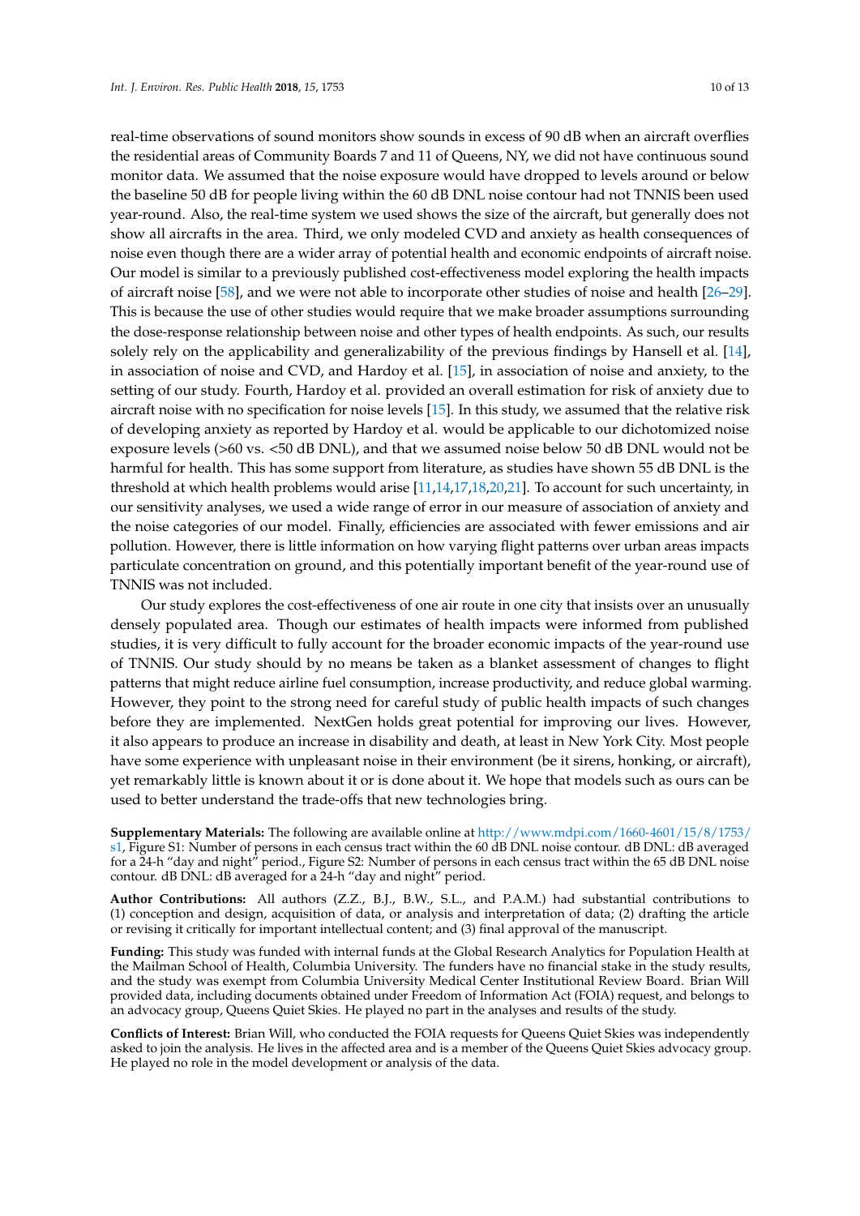real-time observations of sound monitors show sounds in excess of 90 dB when an aircraft overflies the residential areas of Community Boards 7 and 11 of Queens, NY, we did not have continuous sound monitor data. We assumed that the noise exposure would have dropped to levels around or below the baseline 50 dB for people living within the 60 dB DNL noise contour had not TNNIS been used year-round. Also, the real-time system we used shows the size of the aircraft, but generally does not show all aircrafts in the area. Third, we only modeled CVD and anxiety as health consequences of noise even though there are a wider array of potential health and economic endpoints of aircraft noise. Our model is similar to a previously published cost-effectiveness model exploring the health impacts of aircraft noise [58], and we were not able to incorporate other studies of noise and health [26–29]. This is because the use of other studies would require that we make broader assumptions surrounding the dose-response relationship between noise and other types of health endpoints. As such, our results solely rely on the applicability and generalizability of the previous findings by Hansell et al. [14], in association of noise and CVD, and Hardoy et al. [15], in association of noise and anxiety, to the setting of our study. Fourth, Hardoy et al. provided an overall estimation for risk of anxiety due to aircraft noise with no specification for noise levels [15]. In this study, we assumed that the relative risk of developing anxiety as reported by Hardoy et al. would be applicable to our dichotomized noise exposure levels (>60 vs. <50 dB DNL), and that we assumed noise below 50 dB DNL would not be harmful for health. This has some support from literature, as studies have shown 55 dB DNL is the threshold at which health problems would arise [11,14,17,18,20,21]. To account for such uncertainty, in our sensitivity analyses, we used a wide range of error in our measure of association of anxiety and the noise categories of our model. Finally, efficiencies are associated with fewer emissions and air pollution. However, there is little information on how varying flight patterns over urban areas impacts particulate concentration on ground, and this potentially important benefit of the year-round use of TNNIS was not included.

Our study explores the cost-effectiveness of one air route in one city that insists over an unusually densely populated area. Though our estimates of health impacts were informed from published studies, it is very difficult to fully account for the broader economic impacts of the year-round use of TNNIS. Our study should by no means be taken as a blanket assessment of changes to flight patterns that might reduce airline fuel consumption, increase productivity, and reduce global warming. However, they point to the strong need for careful study of public health impacts of such changes before they are implemented. NextGen holds great potential for improving our lives. However, it also appears to produce an increase in disability and death, at least in New York City. Most people have some experience with unpleasant noise in their environment (be it sirens, honking, or aircraft), yet remarkably little is known about it or is done about it. We hope that models such as ours can be used to better understand the trade-offs that new technologies bring.

**Supplementary Materials:** The following are available online at http://www.mdpi.com/1660-4601/15/8/1753/s1, Figure S1: Number of persons in each census tract within the 60 dB DNL noise contour. dB DNL: dB averaged for a 24-h "day and night" period., Figure S2: Number of persons in each census tract within the 65 dB DNL noise contour. dB DNL: dB averaged for a 24-h "day and night" period.

**Author Contributions:** All authors (Z.Z., B.J., B.W., S.L., and P.A.M.) had substantial contributions to (1) conception and design, acquisition of data, or analysis and interpretation of data; (2) drafting the article or revising it critically for important intellectual content; and (3) final approval of the manuscript.

**Funding:** This study was funded with internal funds at the Global Research Analytics for Population Health at the Mailman School of Health, Columbia University. The funders have no financial stake in the study results, and the study was exempt from Columbia University Medical Center Institutional Review Board. Brian Will provided data, including documents obtained under Freedom of Information Act (FOIA) request, and belongs to an advocacy group, Queens Quiet Skies. He played no part in the analyses and results of the study.

**Conflicts of Interest:** Brian Will, who conducted the FOIA requests for Queens Quiet Skies was independently asked to join the analysis. He lives in the affected area and is a member of the Queens Quiet Skies advocacy group. He played no role in the model development or analysis of the data.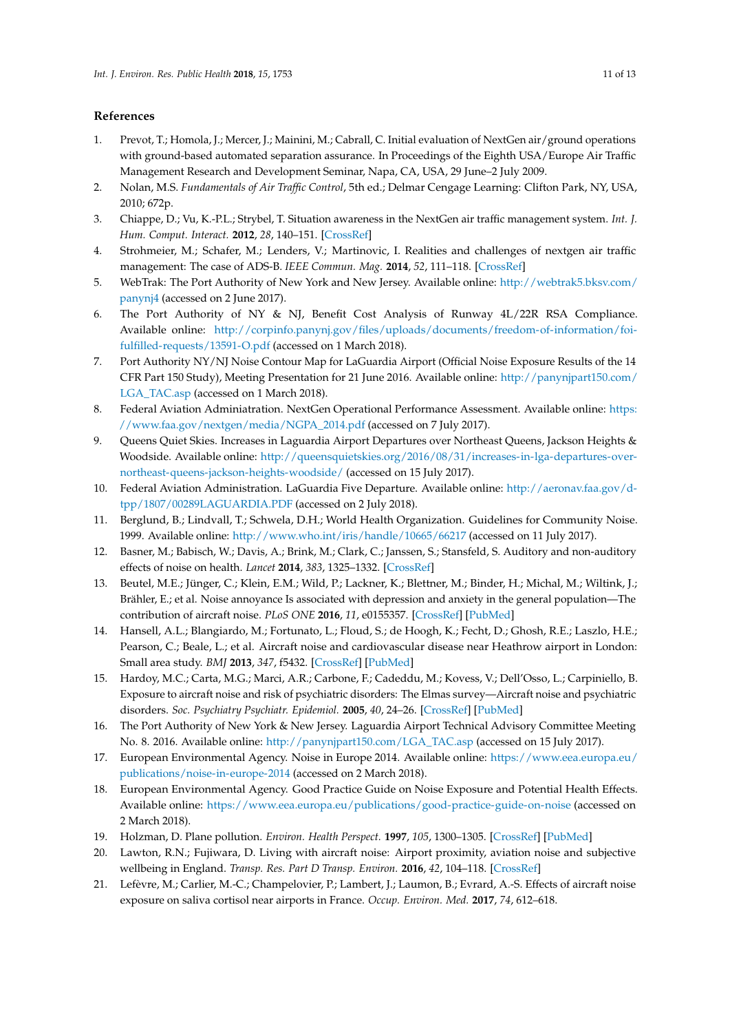## References

1. Prevot, T.; Homola, J.; Mercer, J.; Mainini, M.; Cabrall, C. Initial evaluation of NextGen air/ground operations with ground-based automated separation assurance. In Proceedings of the Eighth USA/Europe Air Traffic Management Research and Development Seminar, Napa, CA, USA, 29 June–2 July 2009.
2. Nolan, M.S. *Fundamentals of Air Traffic Control*, 5th ed.; Delmar Cengage Learning: Clifton Park, NY, USA, 2010; 672p.
3. Chiappe, D.; Vu, K.-P.L.; Strybel, T. Situation awareness in the NextGen air traffic management system. *Int. J. Hum. Comput. Interact.* **2012**, *28*, 140–151. [CrossRef]
4. Strohmeier, M.; Schafer, M.; Lenders, V.; Martinovic, I. Realities and challenges of nextgen air traffic management: The case of ADS-B. *IEEE Commun. Mag.* **2014**, *52*, 111–118. [CrossRef]
5. WebTrak: The Port Authority of New York and New Jersey. Available online: http://webtrak5.bksv.com/panynj4 (accessed on 2 June 2017).
6. The Port Authority of NY & NJ, Benefit Cost Analysis of Runway 4L/22R RSA Compliance. Available online: http://corpinfo.panynj.gov/files/uploads/documents/freedom-of-information/foi-fulfilled-requests/13591-O.pdf (accessed on 1 March 2018).
7. Port Authority NY/NJ Noise Contour Map for LaGuardia Airport (Official Noise Exposure Results of the 14 CFR Part 150 Study), Meeting Presentation for 21 June 2016. Available online: http://panynjpart150.com/LGA_TAC.asp (accessed on 1 March 2018).
8. Federal Aviation Adminiatration. NextGen Operational Performance Assessment. Available online: https://www.faa.gov/nextgen/media/NGPA_2014.pdf (accessed on 7 July 2017).
9. Queens Quiet Skies. Increases in Laguardia Airport Departures over Northeast Queens, Jackson Heights & Woodside. Available online: http://queensquietskies.org/2016/08/31/increases-in-lga-departures-over-northeast-queens-jackson-heights-woodside/ (accessed on 15 July 2017).
10. Federal Aviation Administration. LaGuardia Five Departure. Available online: http://aeronav.faa.gov/d-tpp/1807/00289LAGUARDIA.PDF (accessed on 2 July 2018).
11. Berglund, B.; Lindvall, T.; Schwela, D.H.; World Health Organization. Guidelines for Community Noise. 1999. Available online: http://www.who.int/iris/handle/10665/66217 (accessed on 11 July 2017).
12. Basner, M.; Babisch, W.; Davis, A.; Brink, M.; Clark, C.; Janssen, S.; Stansfeld, S. Auditory and non-auditory effects of noise on health. *Lancet* **2014**, *383*, 1325–1332. [CrossRef]
13. Beutel, M.E.; Jünger, C.; Klein, E.M.; Wild, P.; Lackner, K.; Blettner, M.; Binder, H.; Michal, M.; Wiltink, J.; Brähler, E.; et al. Noise annoyance Is associated with depression and anxiety in the general population—The contribution of aircraft noise. *PLoS ONE* **2016**, *11*, e0155357. [CrossRef] [PubMed]
14. Hansell, A.L.; Blangiardo, M.; Fortunato, L.; Floud, S.; de Hoogh, K.; Fecht, D.; Ghosh, R.E.; Laszlo, H.E.; Pearson, C.; Beale, L.; et al. Aircraft noise and cardiovascular disease near Heathrow airport in London: Small area study. *BMJ* **2013**, *347*, f5432. [CrossRef] [PubMed]
15. Hardoy, M.C.; Carta, M.G.; Marci, A.R.; Carbone, F.; Cadeddu, M.; Kovess, V.; Dell'Osso, L.; Carpiniello, B. Exposure to aircraft noise and risk of psychiatric disorders: The Elmas survey—Aircraft noise and psychiatric disorders. *Soc. Psychiatry Psychiatr. Epidemiol.* **2005**, *40*, 24–26. [CrossRef] [PubMed]
16. The Port Authority of New York & New Jersey. Laguardia Airport Technical Advisory Committee Meeting No. 8. 2016. Available online: http://panynjpart150.com/LGA_TAC.asp (accessed on 15 July 2017).
17. European Environmental Agency. Noise in Europe 2014. Available online: https://www.eea.europa.eu/publications/noise-in-europe-2014 (accessed on 2 March 2018).
18. European Environmental Agency. Good Practice Guide on Noise Exposure and Potential Health Effects. Available online: https://www.eea.europa.eu/publications/good-practice-guide-on-noise (accessed on 2 March 2018).
19. Holzman, D. Plane pollution. *Environ. Health Perspect.* **1997**, *105*, 1300–1305. [CrossRef] [PubMed]
20. Lawton, R.N.; Fujiwara, D. Living with aircraft noise: Airport proximity, aviation noise and subjective wellbeing in England. *Transp. Res. Part D Transp. Environ.* **2016**, *42*, 104–118. [CrossRef]
21. Lefèvre, M.; Carlier, M.-C.; Champelovier, P.; Lambert, J.; Laumon, B.; Evrard, A.-S. Effects of aircraft noise exposure on saliva cortisol near airports in France. *Occup. Environ. Med.* **2017**, *74*, 612–618.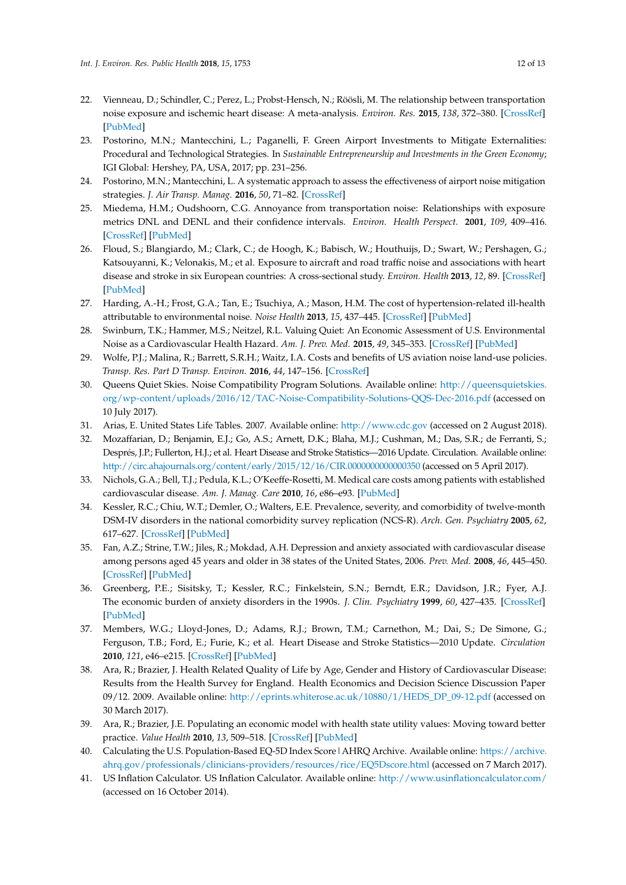22. Vienneau, D.; Schindler, C.; Perez, L.; Probst-Hensch, N.; Röösli, M. The relationship between transportation noise exposure and ischemic heart disease: A meta-analysis. *Environ. Res.* **2015**, *138*, 372–380. [CrossRef] [PubMed]
23. Postorino, M.N.; Mantecchini, L.; Paganelli, F. Green Airport Investments to Mitigate Externalities: Procedural and Technological Strategies. In *Sustainable Entrepreneurship and Investments in the Green Economy*; IGI Global: Hershey, PA, USA, 2017; pp. 231–256.
24. Postorino, M.N.; Mantecchini, L. A systematic approach to assess the effectiveness of airport noise mitigation strategies. *J. Air Transp. Manag.* **2016**, *50*, 71–82. [CrossRef]
25. Miedema, H.M.; Oudshoorn, C.G. Annoyance from transportation noise: Relationships with exposure metrics DNL and DENL and their confidence intervals. *Environ. Health Perspect.* **2001**, *109*, 409–416. [CrossRef] [PubMed]
26. Floud, S.; Blangiardo, M.; Clark, C.; de Hoogh, K.; Babisch, W.; Houthuijs, D.; Swart, W.; Pershagen, G.; Katsouyanni, K.; Velonakis, M.; et al. Exposure to aircraft and road traffic noise and associations with heart disease and stroke in six European countries: A cross-sectional study. *Environ. Health* **2013**, *12*, 89. [CrossRef] [PubMed]
27. Harding, A.-H.; Frost, G.A.; Tan, E.; Tsuchiya, A.; Mason, H.M. The cost of hypertension-related ill-health attributable to environmental noise. *Noise Health* **2013**, *15*, 437–445. [CrossRef] [PubMed]
28. Swinburn, T.K.; Hammer, M.S.; Neitzel, R.L. Valuing Quiet: An Economic Assessment of U.S. Environmental Noise as a Cardiovascular Health Hazard. *Am. J. Prev. Med.* **2015**, *49*, 345–353. [CrossRef] [PubMed]
29. Wolfe, P.J.; Malina, R.; Barrett, S.R.H.; Waitz, I.A. Costs and benefits of US aviation noise land-use policies. *Transp. Res. Part D Transp. Environ.* **2016**, *44*, 147–156. [CrossRef]
30. Queens Quiet Skies. Noise Compatibility Program Solutions. Available online: http://queensquietskies.org/wp-content/uploads/2016/12/TAC-Noise-Compatibility-Solutions-QQS-Dec-2016.pdf (accessed on 10 July 2017).
31. Arias, E. United States Life Tables. 2007. Available online: http://www.cdc.gov (accessed on 2 August 2018).
32. Mozaffarian, D.; Benjamin, E.J.; Go, A.S.; Arnett, D.K.; Blaha, M.J.; Cushman, M.; Das, S.R.; de Ferranti, S.; Després, J.P.; Fullerton, H.J.; et al. Heart Disease and Stroke Statistics—2016 Update. Circulation. Available online: http://circ.ahajournals.org/content/early/2015/12/16/CIR.0000000000000350 (accessed on 5 April 2017).
33. Nichols, G.A.; Bell, T.J.; Pedula, K.L.; O'Keeffe-Rosetti, M. Medical care costs among patients with established cardiovascular disease. *Am. J. Manag. Care* **2010**, *16*, e86–e93. [PubMed]
34. Kessler, R.C.; Chiu, W.T.; Demler, O.; Walters, E.E. Prevalence, severity, and comorbidity of twelve-month DSM-IV disorders in the national comorbidity survey replication (NCS-R). *Arch. Gen. Psychiatry* **2005**, *62*, 617–627. [CrossRef] [PubMed]
35. Fan, A.Z.; Strine, T.W.; Jiles, R.; Mokdad, A.H. Depression and anxiety associated with cardiovascular disease among persons aged 45 years and older in 38 states of the United States, 2006. *Prev. Med.* **2008**, *46*, 445–450. [CrossRef] [PubMed]
36. Greenberg, P.E.; Sisitsky, T.; Kessler, R.C.; Finkelstein, S.N.; Berndt, E.R.; Davidson, J.R.; Fyer, A.J. The economic burden of anxiety disorders in the 1990s. *J. Clin. Psychiatry* **1999**, *60*, 427–435. [CrossRef] [PubMed]
37. Members, W.G.; Lloyd-Jones, D.; Adams, R.J.; Brown, T.M.; Carnethon, M.; Dai, S.; De Simone, G.; Ferguson, T.B.; Ford, E.; Furie, K.; et al. Heart Disease and Stroke Statistics—2010 Update. *Circulation* **2010**, *121*, e46–e215. [CrossRef] [PubMed]
38. Ara, R.; Brazier, J. Health Related Quality of Life by Age, Gender and History of Cardiovascular Disease: Results from the Health Survey for England. Health Economics and Decision Science Discussion Paper 09/12. 2009. Available online: http://eprints.whiterose.ac.uk/10880/1/HEDS_DP_09-12.pdf (accessed on 30 March 2017).
39. Ara, R.; Brazier, J.E. Populating an economic model with health state utility values: Moving toward better practice. *Value Health* **2010**, *13*, 509–518. [CrossRef] [PubMed]
40. Calculating the U.S. Population-Based EQ-5D Index Score | AHRQ Archive. Available online: https://archive.ahrq.gov/professionals/clinicians-providers/resources/rice/EQ5Dscore.html (accessed on 7 March 2017).
41. US Inflation Calculator. US Inflation Calculator. Available online: http://www.usinflationcalculator.com/ (accessed on 16 October 2014).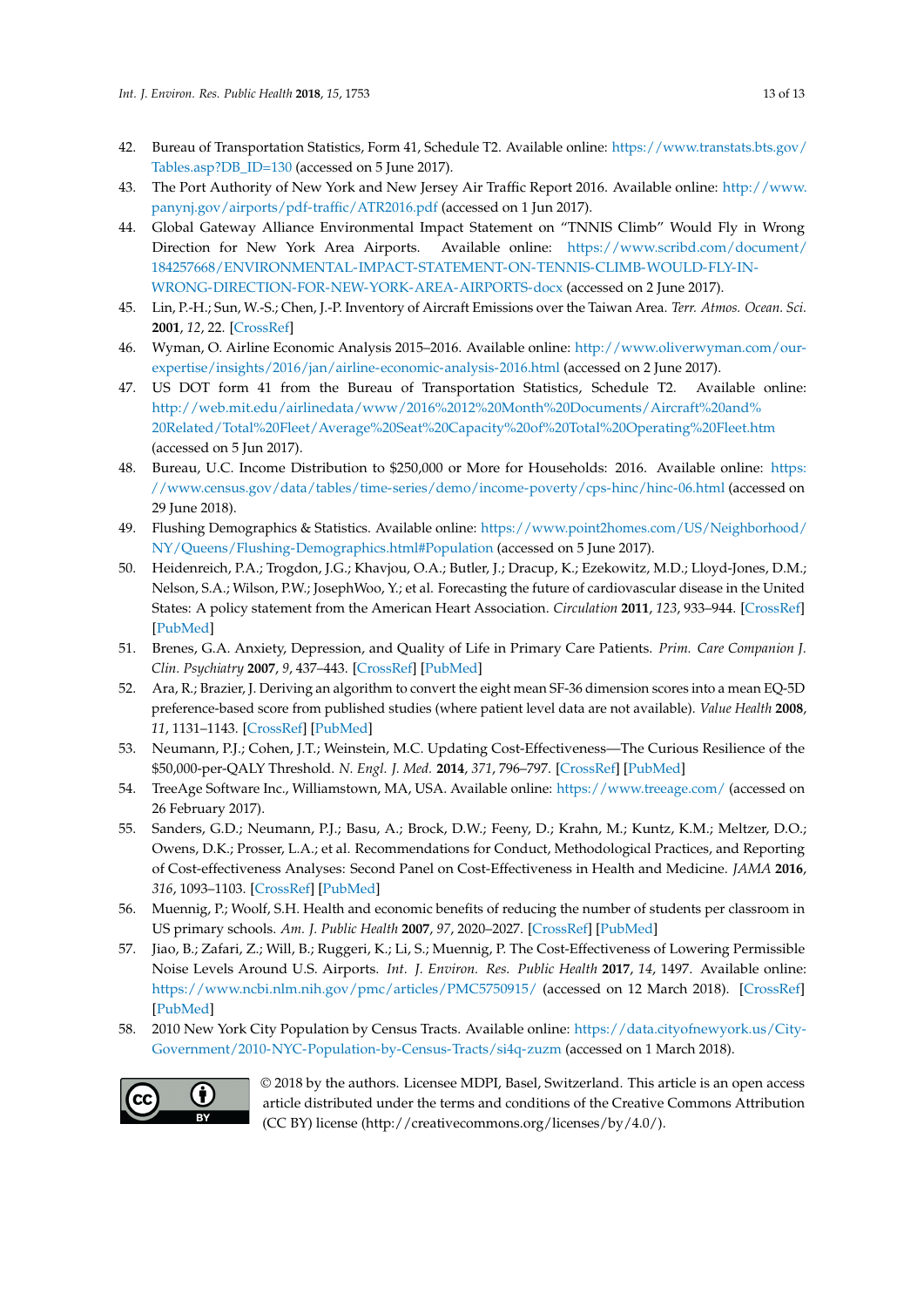42. Bureau of Transportation Statistics, Form 41, Schedule T2. Available online: https://www.transtats.bts.gov/Tables.asp?DB_ID=130 (accessed on 5 June 2017).
43. The Port Authority of New York and New Jersey Air Traffic Report 2016. Available online: http://www.panynj.gov/airports/pdf-traffic/ATR2016.pdf (accessed on 1 Jun 2017).
44. Global Gateway Alliance Environmental Impact Statement on "TNNIS Climb" Would Fly in Wrong Direction for New York Area Airports. Available online: https://www.scribd.com/document/184257668/ENVIRONMENTAL-IMPACT-STATEMENT-ON-TENNIS-CLIMB-WOULD-FLY-IN-WRONG-DIRECTION-FOR-NEW-YORK-AREA-AIRPORTS-docx (accessed on 2 June 2017).
45. Lin, P.-H.; Sun, W.-S.; Chen, J.-P. Inventory of Aircraft Emissions over the Taiwan Area. *Terr. Atmos. Ocean. Sci.* **2001**, *12*, 22. [CrossRef]
46. Wyman, O. Airline Economic Analysis 2015–2016. Available online: http://www.oliverwyman.com/our-expertise/insights/2016/jan/airline-economic-analysis-2016.html (accessed on 2 June 2017).
47. US DOT form 41 from the Bureau of Transportation Statistics, Schedule T2. Available online: http://web.mit.edu/airlinedata/www/2016%2012%20Month%20Documents/Aircraft%20and%20Related/Total%20Fleet/Average%20Seat%20Capacity%20of%20Total%20Operating%20Fleet.htm (accessed on 5 Jun 2017).
48. Bureau, U.C. Income Distribution to $250,000 or More for Households: 2016. Available online: https://www.census.gov/data/tables/time-series/demo/income-poverty/cps-hinc/hinc-06.html (accessed on 29 June 2018).
49. Flushing Demographics & Statistics. Available online: https://www.point2homes.com/US/Neighborhood/NY/Queens/Flushing-Demographics.html#Population (accessed on 5 June 2017).
50. Heidenreich, P.A.; Trogdon, J.G.; Khavjou, O.A.; Butler, J.; Dracup, K.; Ezekowitz, M.D.; Lloyd-Jones, D.M.; Nelson, S.A.; Wilson, P.W.; JosephWoo, Y.; et al. Forecasting the future of cardiovascular disease in the United States: A policy statement from the American Heart Association. *Circulation* **2011**, *123*, 933–944. [CrossRef] [PubMed]
51. Brenes, G.A. Anxiety, Depression, and Quality of Life in Primary Care Patients. *Prim. Care Companion J. Clin. Psychiatry* **2007**, *9*, 437–443. [CrossRef] [PubMed]
52. Ara, R.; Brazier, J. Deriving an algorithm to convert the eight mean SF-36 dimension scores into a mean EQ-5D preference-based score from published studies (where patient level data are not available). *Value Health* **2008**, *11*, 1131–1143. [CrossRef] [PubMed]
53. Neumann, P.J.; Cohen, J.T.; Weinstein, M.C. Updating Cost-Effectiveness—The Curious Resilience of the $50,000-per-QALY Threshold. *N. Engl. J. Med.* **2014**, *371*, 796–797. [CrossRef] [PubMed]
54. TreeAge Software Inc., Williamstown, MA, USA. Available online: https://www.treeage.com/ (accessed on 26 February 2017).
55. Sanders, G.D.; Neumann, P.J.; Basu, A.; Brock, D.W.; Feeny, D.; Krahn, M.; Kuntz, K.M.; Meltzer, D.O.; Owens, D.K.; Prosser, L.A.; et al. Recommendations for Conduct, Methodological Practices, and Reporting of Cost-effectiveness Analyses: Second Panel on Cost-Effectiveness in Health and Medicine. *JAMA* **2016**, *316*, 1093–1103. [CrossRef] [PubMed]
56. Muennig, P.; Woolf, S.H. Health and economic benefits of reducing the number of students per classroom in US primary schools. *Am. J. Public Health* **2007**, *97*, 2020–2027. [CrossRef] [PubMed]
57. Jiao, B.; Zafari, Z.; Will, B.; Ruggeri, K.; Li, S.; Muennig, P. The Cost-Effectiveness of Lowering Permissible Noise Levels Around U.S. Airports. *Int. J. Environ. Res. Public Health* **2017**, *14*, 1497. Available online: https://www.ncbi.nlm.nih.gov/pmc/articles/PMC5750915/ (accessed on 12 March 2018). [CrossRef] [PubMed]
58. 2010 New York City Population by Census Tracts. Available online: https://data.cityofnewyork.us/City-Government/2010-NYC-Population-by-Census-Tracts/si4q-zuzm (accessed on 1 March 2018).

© 2018 by the authors. Licensee MDPI, Basel, Switzerland. This article is an open access article distributed under the terms and conditions of the Creative Commons Attribution (CC BY) license (http://creativecommons.org/licenses/by/4.0/).